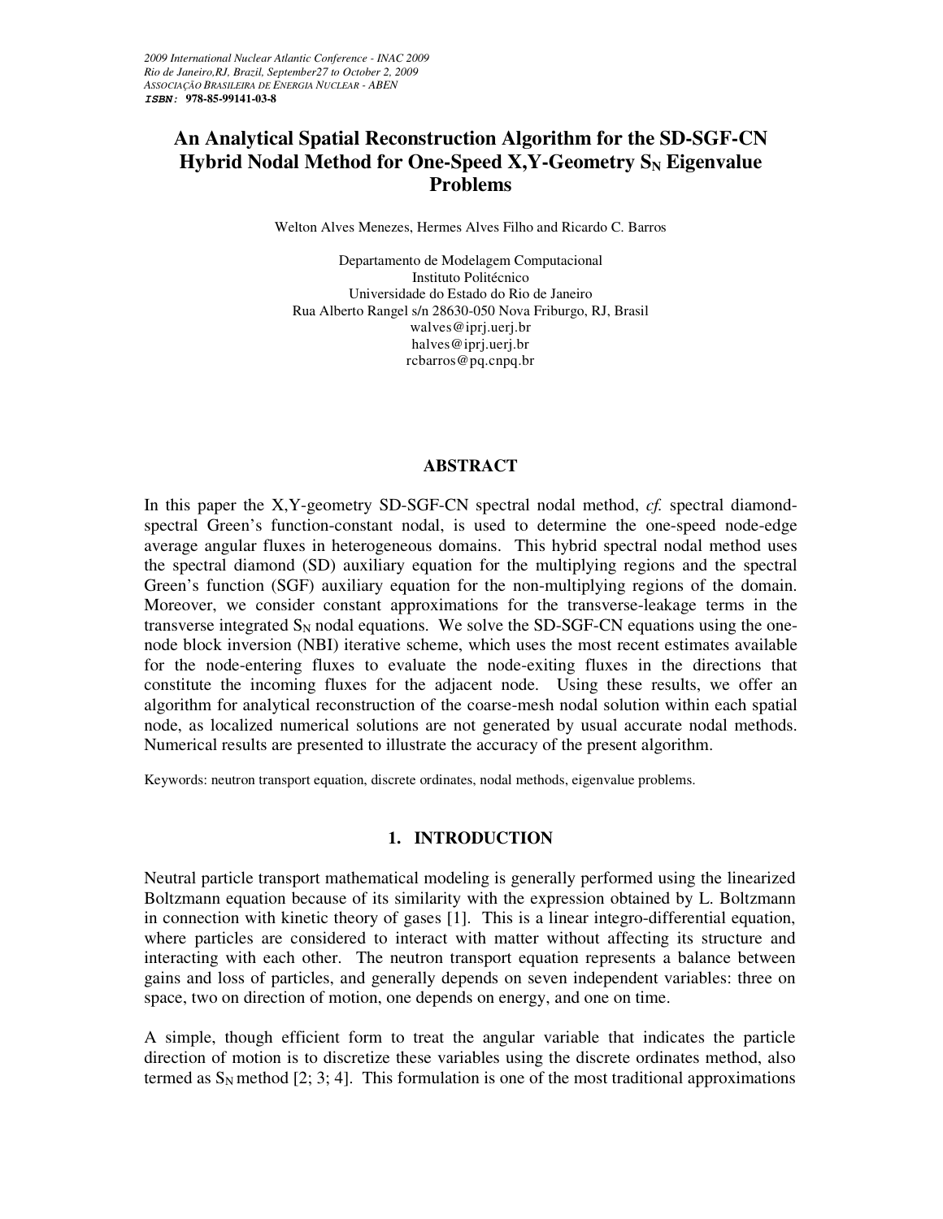*2009 International Nuclear Atlantic Conference - INAC 2009*
*Rio de Janeiro,RJ, Brazil, September27 to October 2, 2009*
*ASSOCIAÇÃO BRASILEIRA DE ENERGIA NUCLEAR - ABEN*
**ISBN: 978-85-99141-03-8**

# An Analytical Spatial Reconstruction Algorithm for the SD-SGF-CN Hybrid Nodal Method for One-Speed X,Y-Geometry $S_N$ Eigenvalue Problems

Welton Alves Menezes, Hermes Alves Filho and Ricardo C. Barros

Departamento de Modelagem Computacional
Instituto Politécnico
Universidade do Estado do Rio de Janeiro
Rua Alberto Rangel s/n 28630-050 Nova Friburgo, RJ, Brasil
walves@iprj.uerj.br
halves@iprj.uerj.br
rcbarros@pq.cnpq.br

## ABSTRACT

In this paper the X,Y-geometry SD-SGF-CN spectral nodal method, *cf.* spectral diamond-spectral Green's function-constant nodal, is used to determine the one-speed node-edge average angular fluxes in heterogeneous domains. This hybrid spectral nodal method uses the spectral diamond (SD) auxiliary equation for the multiplying regions and the spectral Green's function (SGF) auxiliary equation for the non-multiplying regions of the domain. Moreover, we consider constant approximations for the transverse-leakage terms in the transverse integrated $S_N$ nodal equations. We solve the SD-SGF-CN equations using the one-node block inversion (NBI) iterative scheme, which uses the most recent estimates available for the node-entering fluxes to evaluate the node-exiting fluxes in the directions that constitute the incoming fluxes for the adjacent node. Using these results, we offer an algorithm for analytical reconstruction of the coarse-mesh nodal solution within each spatial node, as localized numerical solutions are not generated by usual accurate nodal methods. Numerical results are presented to illustrate the accuracy of the present algorithm.

Keywords: neutron transport equation, discrete ordinates, nodal methods, eigenvalue problems.

## 1. INTRODUCTION

Neutral particle transport mathematical modeling is generally performed using the linearized Boltzmann equation because of its similarity with the expression obtained by L. Boltzmann in connection with kinetic theory of gases [1]. This is a linear integro-differential equation, where particles are considered to interact with matter without affecting its structure and interacting with each other. The neutron transport equation represents a balance between gains and loss of particles, and generally depends on seven independent variables: three on space, two on direction of motion, one depends on energy, and one on time.

A simple, though efficient form to treat the angular variable that indicates the particle direction of motion is to discretize these variables using the discrete ordinates method, also termed as $S_N$ method [2; 3; 4]. This formulation is one of the most traditional approximations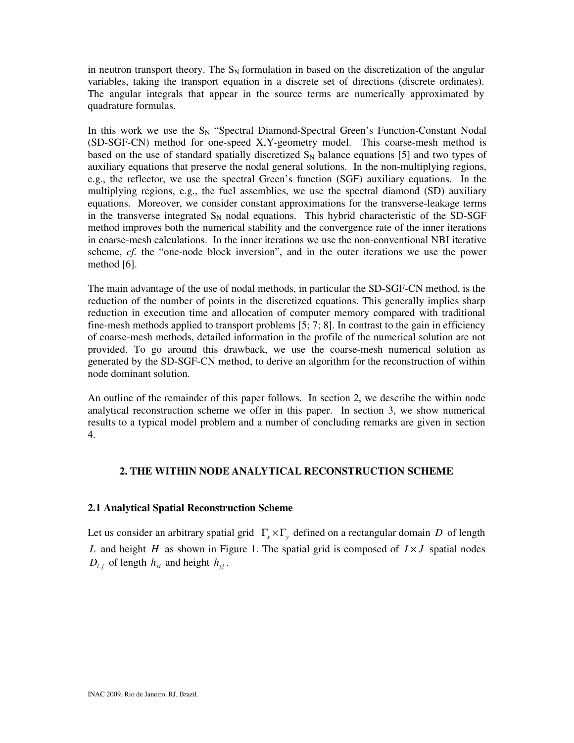in neutron transport theory. The $S_N$ formulation in based on the discretization of the angular variables, taking the transport equation in a discrete set of directions (discrete ordinates). The angular integrals that appear in the source terms are numerically approximated by quadrature formulas.

In this work we use the $S_N$ "Spectral Diamond-Spectral Green's Function-Constant Nodal (SD-SGF-CN) method for one-speed X,Y-geometry model. This coarse-mesh method is based on the use of standard spatially discretized $S_N$ balance equations [5] and two types of auxiliary equations that preserve the nodal general solutions. In the non-multiplying regions, e.g., the reflector, we use the spectral Green's function (SGF) auxiliary equations. In the multiplying regions, e.g., the fuel assemblies, we use the spectral diamond (SD) auxiliary equations. Moreover, we consider constant approximations for the transverse-leakage terms in the transverse integrated $S_N$ nodal equations. This hybrid characteristic of the SD-SGF method improves both the numerical stability and the convergence rate of the inner iterations in coarse-mesh calculations. In the inner iterations we use the non-conventional NBI iterative scheme, *cf.* the "one-node block inversion", and in the outer iterations we use the power method [6].

The main advantage of the use of nodal methods, in particular the SD-SGF-CN method, is the reduction of the number of points in the discretized equations. This generally implies sharp reduction in execution time and allocation of computer memory compared with traditional fine-mesh methods applied to transport problems [5; 7; 8]. In contrast to the gain in efficiency of coarse-mesh methods, detailed information in the profile of the numerical solution are not provided. To go around this drawback, we use the coarse-mesh numerical solution as generated by the SD-SGF-CN method, to derive an algorithm for the reconstruction of within node dominant solution.

An outline of the remainder of this paper follows. In section 2, we describe the within node analytical reconstruction scheme we offer in this paper. In section 3, we show numerical results to a typical model problem and a number of concluding remarks are given in section 4.

## 2. THE WITHIN NODE ANALYTICAL RECONSTRUCTION SCHEME

### 2.1 Analytical Spatial Reconstruction Scheme

Let us consider an arbitrary spatial grid $\Gamma_x \times \Gamma_y$ defined on a rectangular domain $D$ of length $L$ and height $H$ as shown in Figure 1. The spatial grid is composed of $I \times J$ spatial nodes $D_{i,j}$ of length $h_{xi}$ and height $h_{yj}$.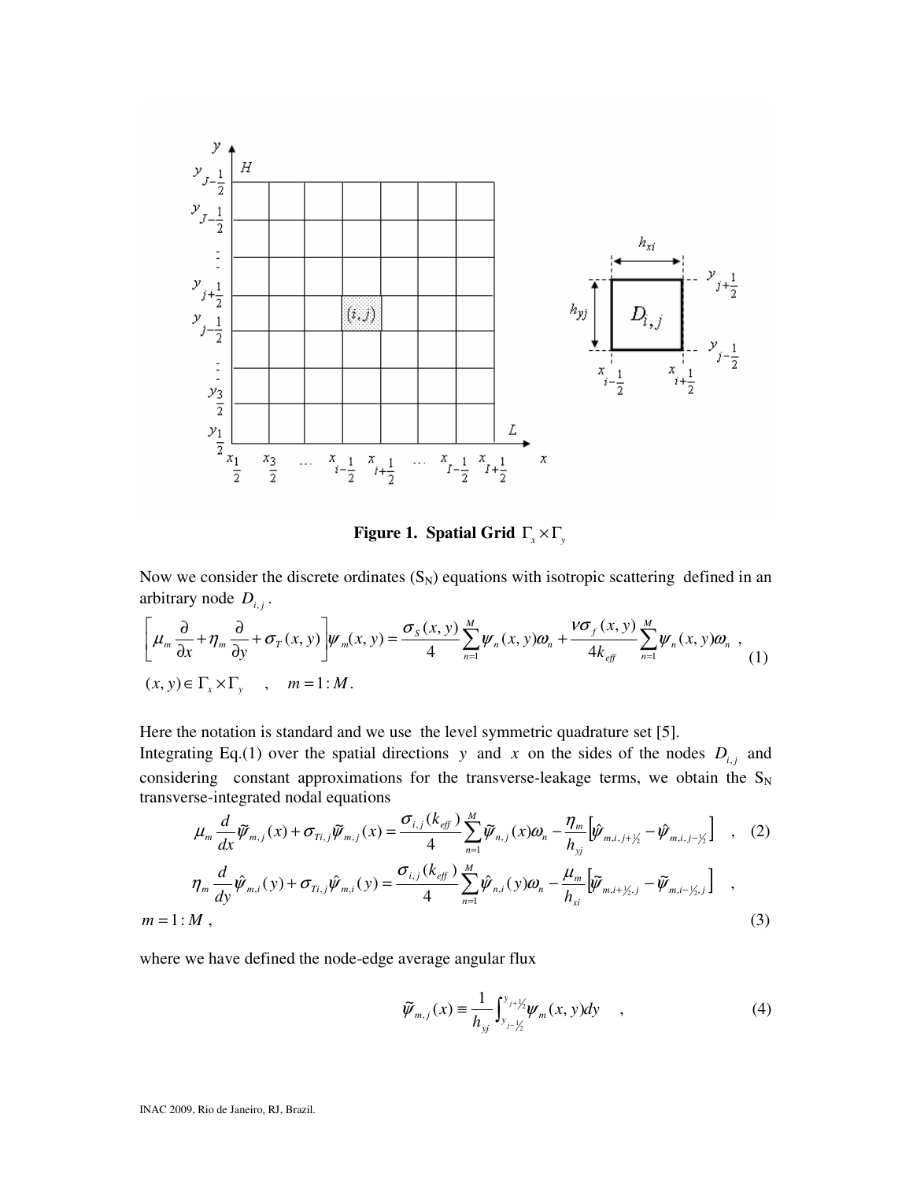Figure 1. Spatial Grid $\Gamma_x \times \Gamma_y$

Now we consider the discrete ordinates ($S_N$) equations with isotropic scattering defined in an arbitrary node $D_{i,j}$.

$$\left[\mu_m \frac{\partial}{\partial x} + \eta_m \frac{\partial}{\partial y} + \sigma_T(x,y)\right]\psi_m(x,y) = \frac{\sigma_S(x,y)}{4}\sum_{n=1}^{M}\psi_n(x,y)\omega_n + \frac{\nu\sigma_f(x,y)}{4k_{eff}}\sum_{n=1}^{M}\psi_n(x,y)\omega_n \ , \tag{1}$$

$$(x,y) \in \Gamma_x \times \Gamma_y \quad , \quad m = 1:M .$$

Here the notation is standard and we use the level symmetric quadrature set [5].

Integrating Eq.(1) over the spatial directions $y$ and $x$ on the sides of the nodes $D_{i,j}$ and considering constant approximations for the transverse-leakage terms, we obtain the $S_N$ transverse-integrated nodal equations

$$\mu_m \frac{d}{dx}\tilde{\psi}_{m,j}(x) + \sigma_{Ti,j}\tilde{\psi}_{m,j}(x) = \frac{\sigma_{i,j}(k_{eff})}{4}\sum_{n=1}^{M}\tilde{\psi}_{n,j}(x)\omega_n - \frac{\eta_m}{h_{yj}}\left[\hat{\psi}_{m,i,j+\frac{1}{2}} - \hat{\psi}_{m,i,j-\frac{1}{2}}\right] \quad , \tag{2}$$

$$\eta_m \frac{d}{dy}\hat{\psi}_{m,i}(y) + \sigma_{Ti,j}\hat{\psi}_{m,i}(y) = \frac{\sigma_{i,j}(k_{eff})}{4}\sum_{n=1}^{M}\hat{\psi}_{n,i}(y)\omega_n - \frac{\mu_m}{h_{xi}}\left[\tilde{\psi}_{m,i+\frac{1}{2},j} - \tilde{\psi}_{m,i-\frac{1}{2},j}\right] \quad ,$$

$$m = 1:M \ , \tag{3}$$

where we have defined the node-edge average angular flux

$$\tilde{\psi}_{m,j}(x) \equiv \frac{1}{h_{yj}}\int_{y_{j-\frac{1}{2}}}^{y_{j+\frac{1}{2}}}\psi_m(x,y)dy \quad , \tag{4}$$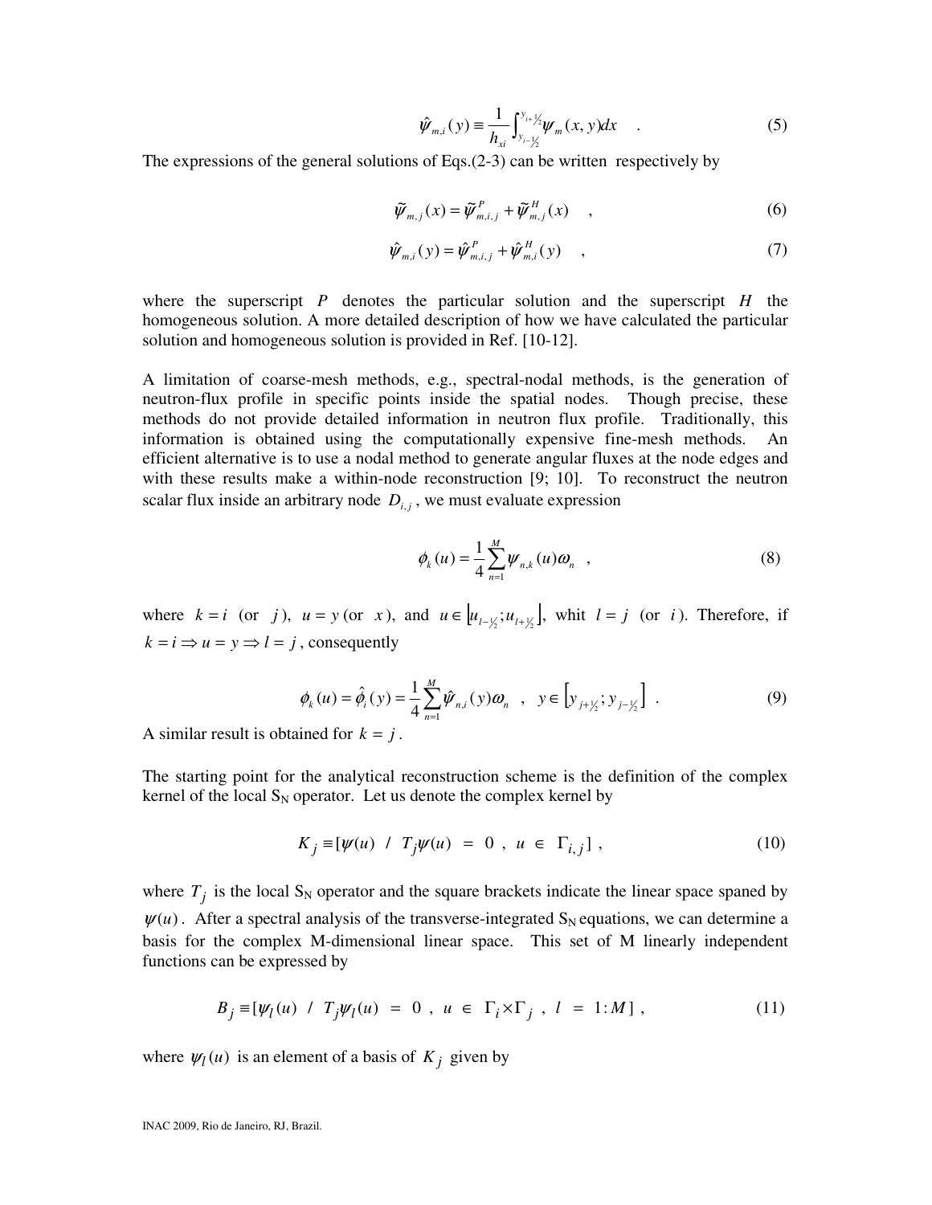$$\hat{\psi}_{m,i}(y) \equiv \frac{1}{h_{xi}} \int_{y_{i-\frac{1}{2}}}^{y_{i+\frac{1}{2}}} \psi_m(x,y)dx \quad . \tag{5}$$

The expressions of the general solutions of Eqs.(2-3) can be written respectively by

$$\tilde{\psi}_{m,j}(x) = \tilde{\psi}^P_{m,i,j} + \tilde{\psi}^H_{m,j}(x) \quad , \tag{6}$$

$$\hat{\psi}_{m,i}(y) = \hat{\psi}^P_{m,i,j} + \hat{\psi}^H_{m,i}(y) \quad , \tag{7}$$

where the superscript $P$ denotes the particular solution and the superscript $H$ the homogeneous solution. A more detailed description of how we have calculated the particular solution and homogeneous solution is provided in Ref. [10-12].

A limitation of coarse-mesh methods, e.g., spectral-nodal methods, is the generation of neutron-flux profile in specific points inside the spatial nodes. Though precise, these methods do not provide detailed information in neutron flux profile. Traditionally, this information is obtained using the computationally expensive fine-mesh methods. An efficient alternative is to use a nodal method to generate angular fluxes at the node edges and with these results make a within-node reconstruction [9; 10]. To reconstruct the neutron scalar flux inside an arbitrary node $D_{i,j}$, we must evaluate expression

$$\phi_k(u) = \frac{1}{4} \sum_{n=1}^{M} \psi_{n,k}(u)\omega_n \quad , \tag{8}$$

where $k = i$ (or $j$), $u = y$ (or $x$), and $u \in \left[u_{l-\frac{1}{2}}; u_{l+\frac{1}{2}}\right]$, whit $l = j$ (or $i$). Therefore, if $k = i \Rightarrow u = y \Rightarrow l = j$, consequently

$$\phi_k(u) = \hat{\phi}_i(y) = \frac{1}{4} \sum_{n=1}^{M} \hat{\psi}_{n,i}(y)\omega_n \quad , \quad y \in \left[y_{j+\frac{1}{2}}; y_{j-\frac{1}{2}}\right] \quad . \tag{9}$$

A similar result is obtained for $k = j$.

The starting point for the analytical reconstruction scheme is the definition of the complex kernel of the local $S_N$ operator. Let us denote the complex kernel by

$$K_j \equiv [\psi(u) \;\; / \;\; T_j\psi(u) \;\; = \;\; 0 \;\; , \;\; u \;\; \in \;\; \Gamma_{i,j}] \; , \tag{10}$$

where $T_j$ is the local $S_N$ operator and the square brackets indicate the linear space spaned by $\psi(u)$. After a spectral analysis of the transverse-integrated $S_N$ equations, we can determine a basis for the complex M-dimensional linear space. This set of M linearly independent functions can be expressed by

$$B_j \equiv [\psi_l(u) \;\; / \;\; T_j\psi_l(u) \;\; = \;\; 0 \;\; , \;\; u \;\; \in \;\; \Gamma_i \times \Gamma_j \;\; , \;\; l \;\; = \;\; 1:M] \; , \tag{11}$$

where $\psi_l(u)$ is an element of a basis of $K_j$ given by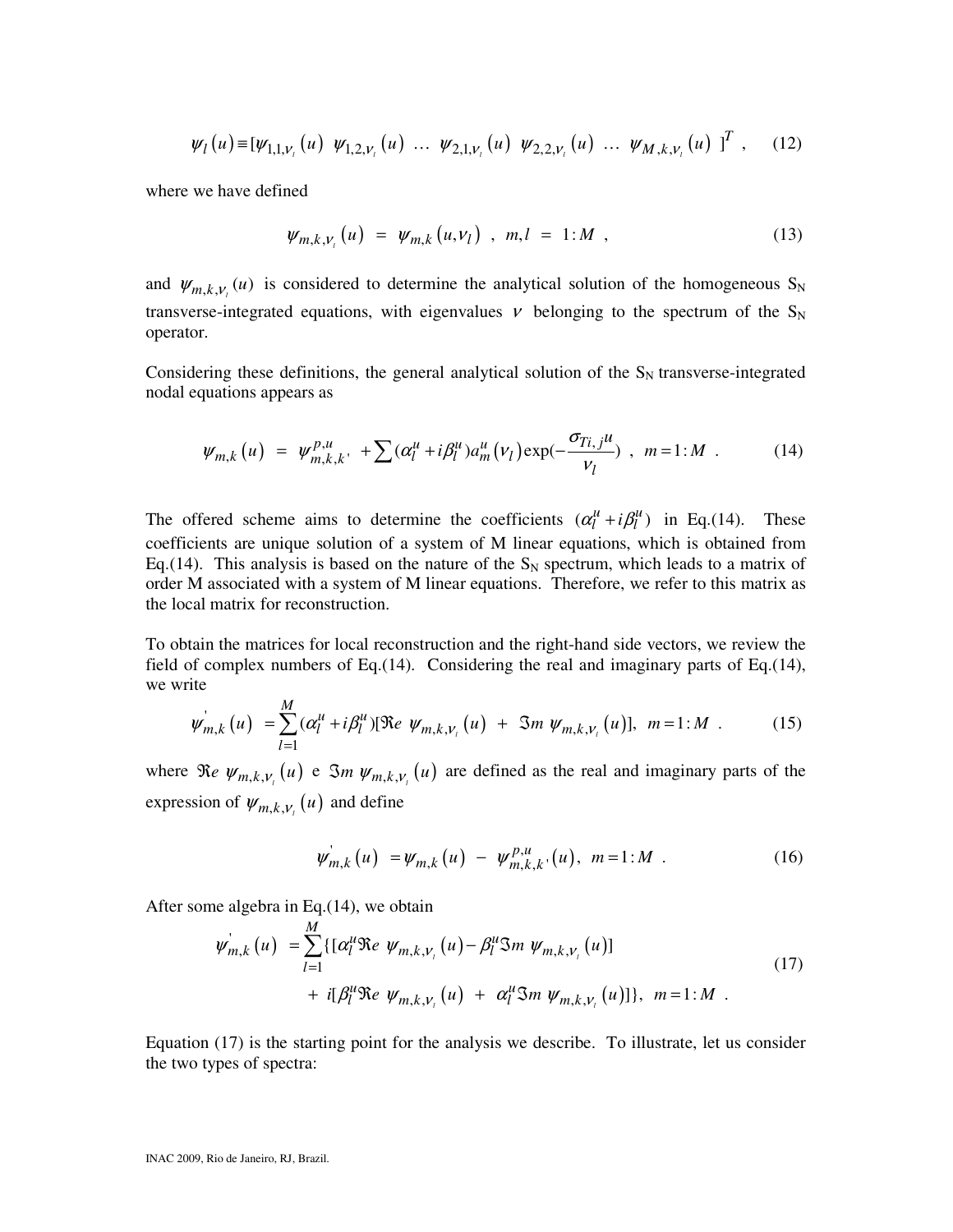$$\psi_l(u) \equiv [\psi_{1,1,\nu_l}(u)\ \ \psi_{1,2,\nu_l}(u)\ \ \ldots\ \ \psi_{2,1,\nu_l}(u)\ \ \psi_{2,2,\nu_l}(u)\ \ \ldots\ \ \psi_{M,k,\nu_l}(u)\ ]^T \ , \qquad (12)$$

where we have defined

$$\psi_{m,k,\nu_l}(u) \ = \ \psi_{m,k}(u,\nu_l) \ \ , \ \ m,l \ = \ 1:M \ \ , \qquad (13)$$

and $\psi_{m,k,\nu_l}(u)$ is considered to determine the analytical solution of the homogeneous $S_N$ transverse-integrated equations, with eigenvalues $\nu$ belonging to the spectrum of the $S_N$ operator.

Considering these definitions, the general analytical solution of the $S_N$ transverse-integrated nodal equations appears as

$$\psi_{m,k}(u) \ = \ \psi^{p,u}_{m,k,k'} \ + \sum (\alpha^u_l + i\beta^u_l) a^u_m(\nu_l) \exp(-\frac{\sigma_{Ti,j} u}{\nu_l}) \ \ , \ \ m = 1:M \ \ . \qquad (14)$$

The offered scheme aims to determine the coefficients $(\alpha^u_l + i\beta^u_l)$ in Eq.(14). These coefficients are unique solution of a system of M linear equations, which is obtained from Eq.(14). This analysis is based on the nature of the $S_N$ spectrum, which leads to a matrix of order M associated with a system of M linear equations. Therefore, we refer to this matrix as the local matrix for reconstruction.

To obtain the matrices for local reconstruction and the right-hand side vectors, we review the field of complex numbers of Eq.(14). Considering the real and imaginary parts of Eq.(14), we write

$$\psi'_{m,k}(u) \ = \sum_{l=1}^{M} (\alpha^u_l + i\beta^u_l)[\Re e \ \psi_{m,k,\nu_l}(u) \ + \ \Im m \ \psi_{m,k,\nu_l}(u)], \ \ m = 1:M \ \ . \qquad (15)$$

where $\Re e \ \psi_{m,k,\nu_l}(u)$ e $\Im m \ \psi_{m,k,\nu_l}(u)$ are defined as the real and imaginary parts of the expression of $\psi_{m,k,\nu_l}(u)$ and define

$$\psi'_{m,k}(u) \ = \psi_{m,k}(u) \ - \ \psi^{p,u}_{m,k,k'}(u), \ \ m = 1:M \ \ . \qquad (16)$$

After some algebra in Eq.(14), we obtain

$$\begin{aligned} \psi'_{m,k}(u) \ = & \sum_{l=1}^{M} \{[\alpha^u_l \Re e \ \psi_{m,k,\nu_l}(u) - \beta^u_l \Im m \ \psi_{m,k,\nu_l}(u)] \\ & + \ i[\beta^u_l \Re e \ \psi_{m,k,\nu_l}(u) \ + \ \alpha^u_l \Im m \ \psi_{m,k,\nu_l}(u)]\}, \ \ m = 1:M \ \ . \end{aligned} \qquad (17)$$

Equation (17) is the starting point for the analysis we describe. To illustrate, let us consider the two types of spectra: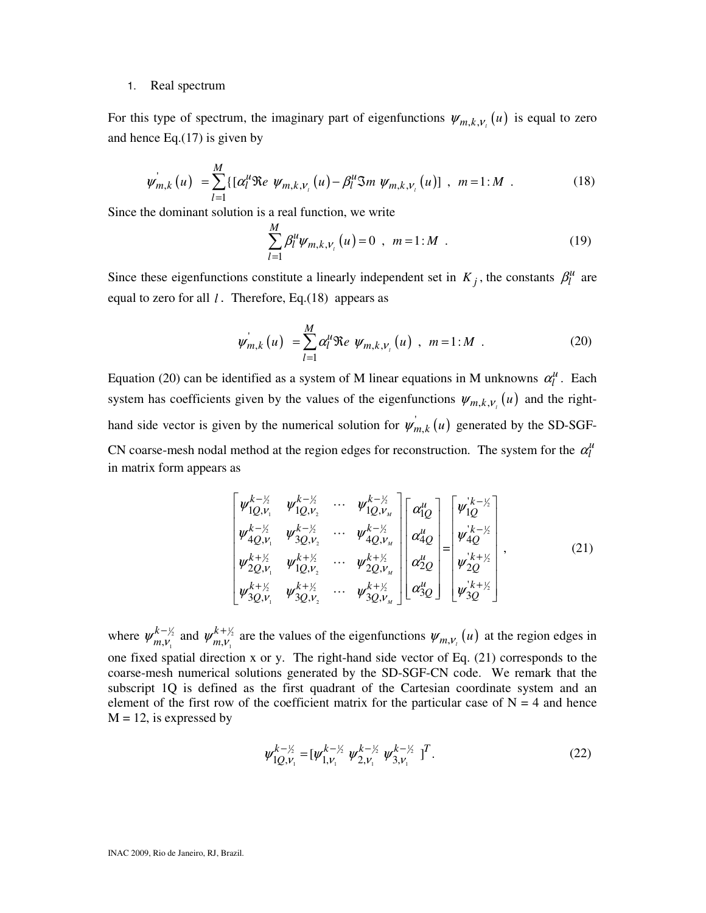1. Real spectrum

For this type of spectrum, the imaginary part of eigenfunctions $\psi_{m,k,\nu_l}(u)$ is equal to zero and hence Eq.(17) is given by

$$\psi'_{m,k}(u) = \sum_{l=1}^{M} \{[\alpha_l^u \Re e\ \psi_{m,k,\nu_l}(u) - \beta_l^u \Im m\ \psi_{m,k,\nu_l}(u)]\ ,\ m = 1:M\ . \tag{18}$$

Since the dominant solution is a real function, we write

$$\sum_{l=1}^{M} \beta_l^u \psi_{m,k,\nu_l}(u) = 0\ ,\ m = 1:M\ . \tag{19}$$

Since these eigenfunctions constitute a linearly independent set in $K_j$, the constants $\beta_l^u$ are equal to zero for all $l$. Therefore, Eq.(18) appears as

$$\psi'_{m,k}(u) = \sum_{l=1}^{M} \alpha_l^u \Re e\ \psi_{m,k,\nu_l}(u)\ ,\ m = 1:M\ . \tag{20}$$

Equation (20) can be identified as a system of M linear equations in M unknowns $\alpha_l^u$. Each system has coefficients given by the values of the eigenfunctions $\psi_{m,k,\nu_l}(u)$ and the right-hand side vector is given by the numerical solution for $\psi'_{m,k}(u)$ generated by the SD-SGF-CN coarse-mesh nodal method at the region edges for reconstruction. The system for the $\alpha_l^u$ in matrix form appears as

$$\begin{bmatrix} \psi_{1Q,\nu_1}^{k-1/2} & \psi_{1Q,\nu_2}^{k-1/2} & \cdots & \psi_{1Q,\nu_M}^{k-1/2} \\ \psi_{4Q,\nu_1}^{k-1/2} & \psi_{3Q,\nu_2}^{k-1/2} & \cdots & \psi_{4Q,\nu_M}^{k-1/2} \\ \psi_{2Q,\nu_1}^{k+1/2} & \psi_{1Q,\nu_2}^{k+1/2} & \cdots & \psi_{2Q,\nu_M}^{k+1/2} \\ \psi_{3Q,\nu_1}^{k+1/2} & \psi_{3Q,\nu_2}^{k+1/2} & \cdots & \psi_{3Q,\nu_M}^{k+1/2} \end{bmatrix} \begin{bmatrix} \alpha_{1Q}^u \\ \alpha_{4Q}^u \\ \alpha_{2Q}^u \\ \alpha_{3Q}^u \end{bmatrix} = \begin{bmatrix} \psi'^{k-1/2}_{1Q} \\ \psi'^{k-1/2}_{4Q} \\ \psi'^{k+1/2}_{2Q} \\ \psi'^{k+1/2}_{3Q} \end{bmatrix}, \tag{21}$$

where $\psi_{m,\nu_1}^{k-1/2}$ and $\psi_{m,\nu_1}^{k+1/2}$ are the values of the eigenfunctions $\psi_{m,\nu_l}(u)$ at the region edges in one fixed spatial direction x or y. The right-hand side vector of Eq. (21) corresponds to the coarse-mesh numerical solutions generated by the SD-SGF-CN code. We remark that the subscript 1Q is defined as the first quadrant of the Cartesian coordinate system and an element of the first row of the coefficient matrix for the particular case of N = 4 and hence M = 12, is expressed by

$$\psi_{1Q,\nu_1}^{k-1/2} = [\psi_{1,\nu_1}^{k-1/2}\ \psi_{2,\nu_1}^{k-1/2}\ \psi_{3,\nu_1}^{k-1/2}\ ]^T. \tag{22}$$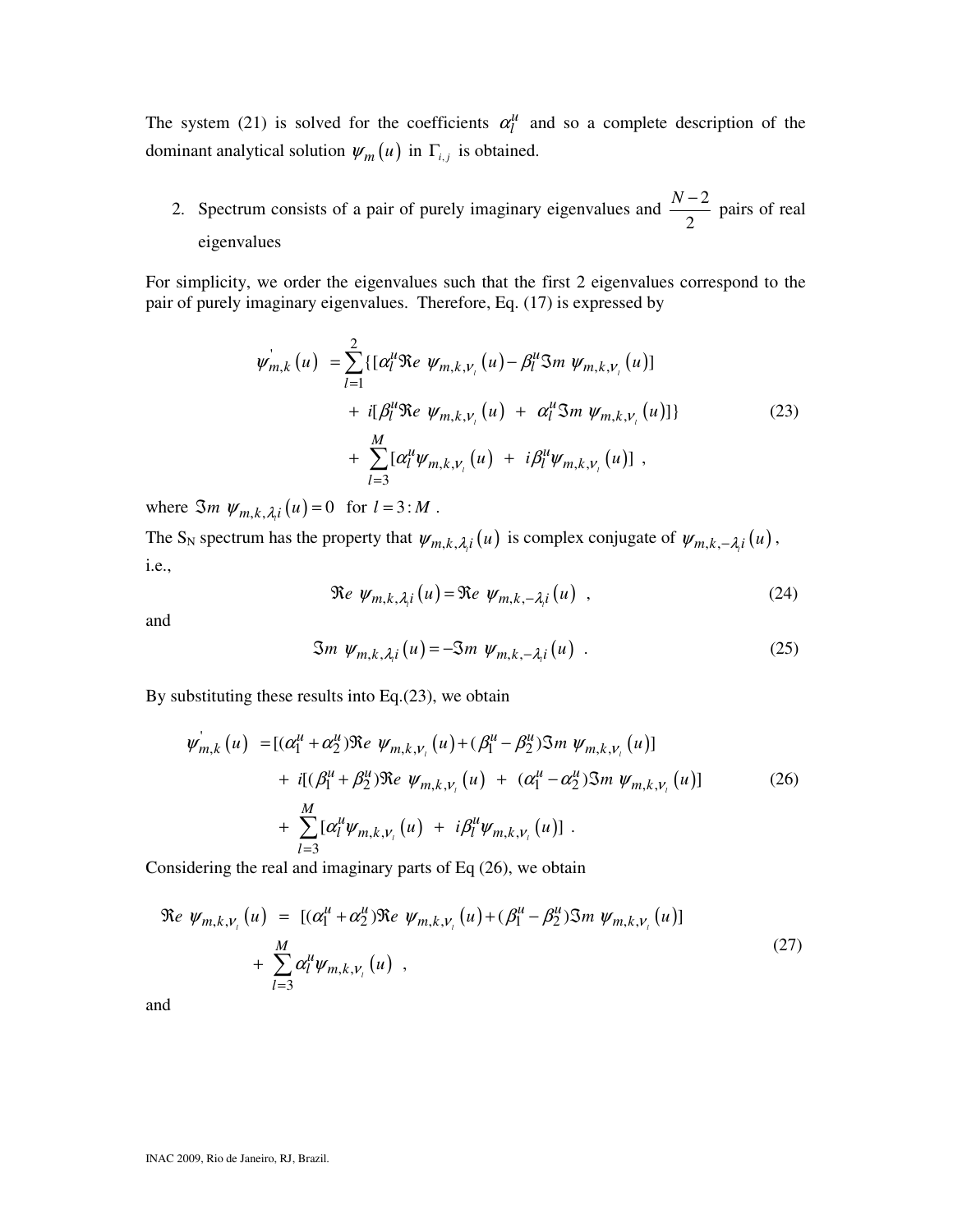The system (21) is solved for the coefficients $\alpha_l^u$ and so a complete description of the dominant analytical solution $\psi_m(u)$ in $\Gamma_{i,j}$ is obtained.

2. Spectrum consists of a pair of purely imaginary eigenvalues and $\frac{N-2}{2}$ pairs of real eigenvalues

For simplicity, we order the eigenvalues such that the first 2 eigenvalues correspond to the pair of purely imaginary eigenvalues. Therefore, Eq. (17) is expressed by

$$
\begin{aligned}
\psi'_{m,k}(u) \;=& \sum_{l=1}^{2}\{[\alpha_l^u \Re e\ \psi_{m,k,\nu_l}(u) - \beta_l^u \Im m\ \psi_{m,k,\nu_l}(u)] \\
&+ i[\beta_l^u \Re e\ \psi_{m,k,\nu_l}(u) + \alpha_l^u \Im m\ \psi_{m,k,\nu_l}(u)]\} \\
&+ \sum_{l=3}^{M}[\alpha_l^u \psi_{m,k,\nu_l}(u) + i\beta_l^u \psi_{m,k,\nu_l}(u)] \ ,
\end{aligned}
\tag{23}
$$

where $\Im m\ \psi_{m,k,\lambda_l i}(u) = 0$ for $l = 3:M$.

The $S_N$ spectrum has the property that $\psi_{m,k,\lambda_l i}(u)$ is complex conjugate of $\psi_{m,k,-\lambda_l i}(u)$, i.e.,

$$
\Re e\ \psi_{m,k,\lambda_l i}(u) = \Re e\ \psi_{m,k,-\lambda_l i}(u) \ , \tag{24}
$$

and

$$
\Im m\ \psi_{m,k,\lambda_l i}(u) = -\Im m\ \psi_{m,k,-\lambda_l i}(u) \ . \tag{25}
$$

By substituting these results into Eq.(23), we obtain

$$
\begin{aligned}
\psi'_{m,k}(u) \;=& [(\alpha_1^u + \alpha_2^u)\Re e\ \psi_{m,k,\nu_l}(u) + (\beta_1^u - \beta_2^u)\Im m\ \psi_{m,k,\nu_l}(u)] \\
&+ i[(\beta_1^u + \beta_2^u)\Re e\ \psi_{m,k,\nu_l}(u) + (\alpha_1^u - \alpha_2^u)\Im m\ \psi_{m,k,\nu_l}(u)] \\
&+ \sum_{l=3}^{M}[\alpha_l^u \psi_{m,k,\nu_l}(u) + i\beta_l^u \psi_{m,k,\nu_l}(u)] \ .
\end{aligned}
\tag{26}
$$

Considering the real and imaginary parts of Eq (26), we obtain

$$
\begin{aligned}
\Re e\ \psi_{m,k,\nu_l}(u) \;=& \;[(\alpha_1^u + \alpha_2^u)\Re e\ \psi_{m,k,\nu_l}(u) + (\beta_1^u - \beta_2^u)\Im m\ \psi_{m,k,\nu_l}(u)] \\
&+ \sum_{l=3}^{M}\alpha_l^u \psi_{m,k,\nu_l}(u) \ ,
\end{aligned}
\tag{27}
$$

and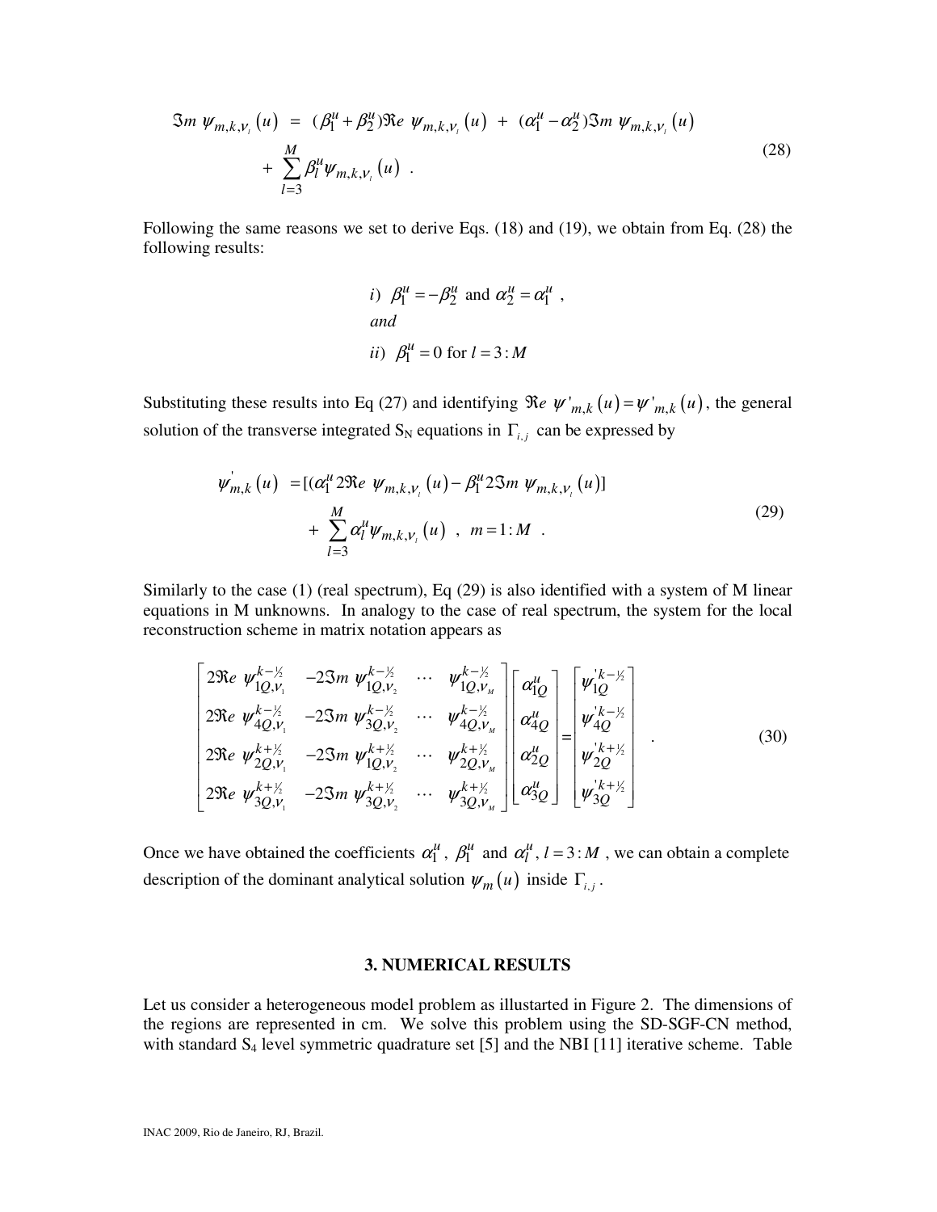$$
\begin{aligned}
\Im m\ \psi_{m,k,\nu_l}(u) \ &= \ (\beta_1^u + \beta_2^u)\Re e\ \psi_{m,k,\nu_l}(u) \ + \ (\alpha_1^u - \alpha_2^u)\Im m\ \psi_{m,k,\nu_l}(u) \\
&+ \ \sum_{l=3}^{M} \beta_l^u \psi_{m,k,\nu_l}(u) \ .
\end{aligned}
\tag{28}
$$

Following the same reasons we set to derive Eqs. (18) and (19), we obtain from Eq. (28) the following results:

$$
\begin{aligned}
&i) \ \ \beta_1^u = -\beta_2^u \ \text{and} \ \alpha_2^u = \alpha_1^u \ , \\
&and \\
&ii) \ \ \beta_1^u = 0 \ \text{for} \ l = 3:M
\end{aligned}
$$

Substituting these results into Eq (27) and identifying $\Re e\ \psi'_{m,k}(u) = \psi'_{m,k}(u)$, the general solution of the transverse integrated $S_N$ equations in $\Gamma_{i,j}$ can be expressed by

$$
\begin{aligned}
\psi'_{m,k}(u) \ &= [(\alpha_1^u 2\Re e\ \psi_{m,k,\nu_l}(u) - \beta_1^u 2\Im m\ \psi_{m,k,\nu_l}(u)] \\
&+ \ \sum_{l=3}^{M} \alpha_l^u \psi_{m,k,\nu_l}(u) \ , \ \ m = 1:M \ .
\end{aligned}
\tag{29}
$$

Similarly to the case (1) (real spectrum), Eq (29) is also identified with a system of M linear equations in M unknowns. In analogy to the case of real spectrum, the system for the local reconstruction scheme in matrix notation appears as

$$
\begin{bmatrix}
2\Re e\ \psi_{1Q,\nu_1}^{k-1/2} & -2\Im m\ \psi_{1Q,\nu_2}^{k-1/2} & \cdots & \psi_{1Q,\nu_M}^{k-1/2} \\
2\Re e\ \psi_{4Q,\nu_1}^{k-1/2} & -2\Im m\ \psi_{3Q,\nu_2}^{k-1/2} & \cdots & \psi_{4Q,\nu_M}^{k-1/2} \\
2\Re e\ \psi_{2Q,\nu_1}^{k+1/2} & -2\Im m\ \psi_{1Q,\nu_2}^{k+1/2} & \cdots & \psi_{2Q,\nu_M}^{k+1/2} \\
2\Re e\ \psi_{3Q,\nu_1}^{k+1/2} & -2\Im m\ \psi_{3Q,\nu_2}^{k+1/2} & \cdots & \psi_{3Q,\nu_M}^{k+1/2}
\end{bmatrix}
\begin{bmatrix}
\alpha_{1Q}^u \\ \alpha_{4Q}^u \\ \alpha_{2Q}^u \\ \alpha_{3Q}^u
\end{bmatrix}
=
\begin{bmatrix}
\psi_{1Q}^{'k-1/2} \\ \psi_{4Q}^{'k-1/2} \\ \psi_{2Q}^{'k+1/2} \\ \psi_{3Q}^{'k+1/2}
\end{bmatrix}
\ .
\tag{30}
$$

Once we have obtained the coefficients $\alpha_1^u$, $\beta_1^u$ and $\alpha_l^u$, $l = 3:M$, we can obtain a complete description of the dominant analytical solution $\psi_m(u)$ inside $\Gamma_{i,j}$.

## 3. NUMERICAL RESULTS

Let us consider a heterogeneous model problem as illustarted in Figure 2. The dimensions of the regions are represented in cm. We solve this problem using the SD-SGF-CN method, with standard $S_4$ level symmetric quadrature set [5] and the NBI [11] iterative scheme. Table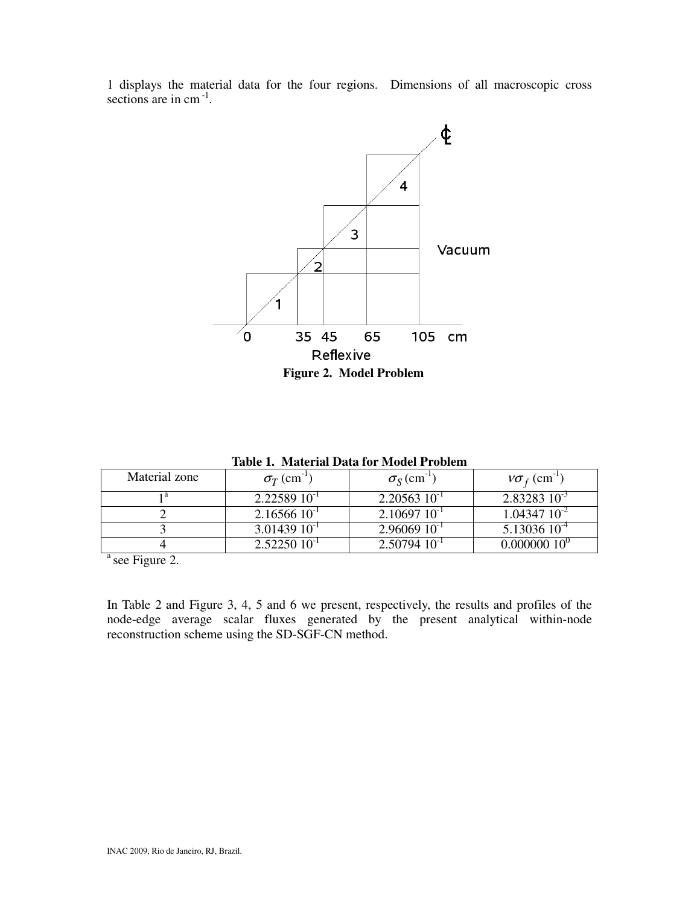1 displays the material data for the four regions. Dimensions of all macroscopic cross sections are in cm$^{-1}$.

℄

4

3

2

1

Vacuum

0 35 45 65 105 cm

Reflexive

**Figure 2. Model Problem**

**Table 1. Material Data for Model Problem**

| Material zone | $\sigma_T$ (cm$^{-1}$) | $\sigma_S$ (cm$^{-1}$) | $\nu\sigma_f$ (cm$^{-1}$) |
|---|---|---|---|
| 1[a] | 2.22589 $10^{-1}$ | 2.20563 $10^{-1}$ | 2.83283 $10^{-3}$ |
| 2 | 2.16566 $10^{-1}$ | 2.10697 $10^{-1}$ | 1.04347 $10^{-2}$ |
| 3 | 3.01439 $10^{-1}$ | 2.96069 $10^{-1}$ | 5.13036 $10^{-4}$ |
| 4 | 2.52250 $10^{-1}$ | 2.50794 $10^{-1}$ | 0.000000 $10^{0}$ |

[a] see Figure 2.

In Table 2 and Figure 3, 4, 5 and 6 we present, respectively, the results and profiles of the node-edge average scalar fluxes generated by the present analytical within-node reconstruction scheme using the SD-SGF-CN method.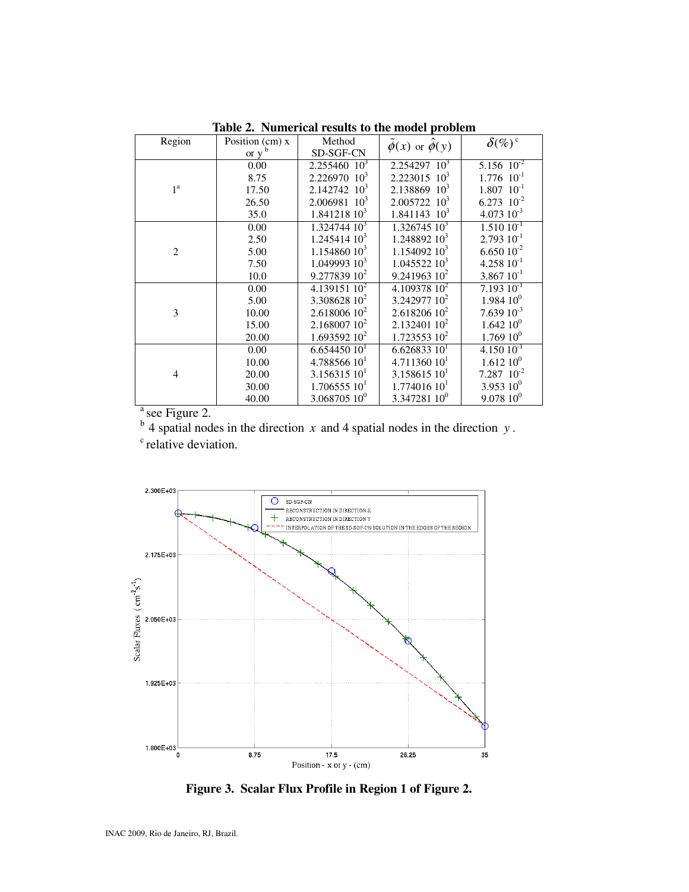**Table 2. Numerical results to the model problem**

| Region | Position (cm) x or y [b] | Method SD-SGF-CN | $\tilde{\phi}(x)$ or $\hat{\phi}(y)$ | $\delta(\%)$ [c] |
|---|---|---|---|---|
| 1[a] | 0.00 | $2.255460\ 10^{3}$ | $2.254297\ 10^{3}$ | $5.156\ 10^{-2}$ |
| | 8.75 | $2.226970\ 10^{3}$ | $2.223015\ 10^{3}$ | $1.776\ 10^{-1}$ |
| | 17.50 | $2.142742\ 10^{3}$ | $2.138869\ 10^{3}$ | $1.807\ 10^{-1}$ |
| | 26.50 | $2.006981\ 10^{3}$ | $2.005722\ 10^{3}$ | $6.273\ 10^{-2}$ |
| | 35.0 | $1.841218\ 10^{3}$ | $1.841143\ 10^{3}$ | $4.073\ 10^{-3}$ |
| 2 | 0.00 | $1.324744\ 10^{3}$ | $1.326745\ 10^{3}$ | $1.510\ 10^{-1}$ |
| | 2.50 | $1.245414\ 10^{3}$ | $1.248892\ 10^{3}$ | $2.793\ 10^{-1}$ |
| | 5.00 | $1.154860\ 10^{3}$ | $1.154092\ 10^{3}$ | $6.650\ 10^{-2}$ |
| | 7.50 | $1.049993\ 10^{3}$ | $1.045522\ 10^{3}$ | $4.258\ 10^{-1}$ |
| | 10.0 | $9.277839\ 10^{2}$ | $9.241963\ 10^{2}$ | $3.867\ 10^{-1}$ |
| 3 | 0.00 | $4.139151\ 10^{2}$ | $4.109378\ 10^{2}$ | $7.193\ 10^{-1}$ |
| | 5.00 | $3.308628\ 10^{2}$ | $3.242977\ 10^{2}$ | $1.984\ 10^{0}$ |
| | 10.00 | $2.618006\ 10^{2}$ | $2.618206\ 10^{2}$ | $7.639\ 10^{-3}$ |
| | 15.00 | $2.168007\ 10^{2}$ | $2.132401\ 10^{2}$ | $1.642\ 10^{0}$ |
| | 20.00 | $1.693592\ 10^{2}$ | $1.723553\ 10^{2}$ | $1.769\ 10^{0}$ |
| 4 | 0.00 | $6.654450\ 10^{1}$ | $6.626833\ 10^{1}$ | $4.150\ 10^{-1}$ |
| | 10.00 | $4.788566\ 10^{1}$ | $4.711360\ 10^{1}$ | $1.612\ 10^{0}$ |
| | 20.00 | $3.156315\ 10^{1}$ | $3.158615\ 10^{1}$ | $7.287\ 10^{-2}$ |
| | 30.00 | $1.706555\ 10^{1}$ | $1.774016\ 10^{1}$ | $3.953\ 10^{0}$ |
| | 40.00 | $3.068705\ 10^{0}$ | $3.347281\ 10^{0}$ | $9.078\ 10^{0}$ |

[a] see Figure 2.
[b] 4 spatial nodes in the direction $x$ and 4 spatial nodes in the direction $y$.
[c] relative deviation.

2.300E+03
2.175E+03
2.050E+03
1.925E+03
1.800E+03
Scalar Fluxes ( cm$^{-2}$s$^{-1}$)
0
8.75
17.5
26.25
35
Position - x or y - (cm)
SD-SGF-CN
RECONSTRUCTION IN DIRECTION X
RECONSTRUCTION IN DIRECTION Y
INTERPOLATION OF THE SD-SGF-CN SOLUTION IN THE EDGES OF THE REGION

**Figure 3. Scalar Flux Profile in Region 1 of Figure 2.**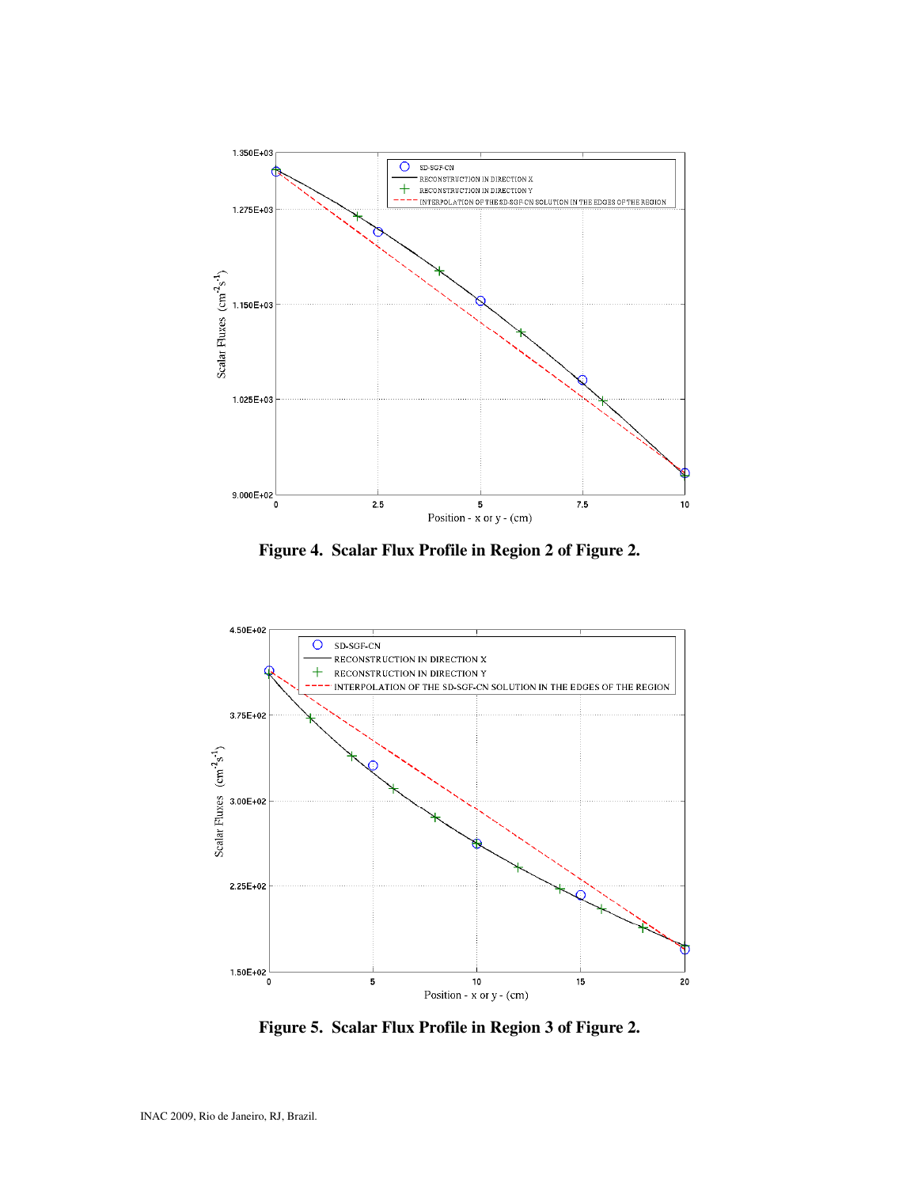1.350E+03
1.275E+03
1.150E+03
1.025E+03
9.000E+02

Scalar Fluxes (cm$^{-2}$s$^{-1}$)

0
2.5
5
7.5
10

Position - x or y - (cm)

SD-SGF-CN
RECONSTRUCTION IN DIRECTION X
RECONSTRUCTION IN DIRECTION Y
INTERPOLATION OF THE SD-SGF-CN SOLUTION IN THE EDGES OF THE REGION

**Figure 4. Scalar Flux Profile in Region 2 of Figure 2.**

4.50E+02
3.75E+02
3.00E+02
2.25E+02
1.50E+02

Scalar Fluxes (cm$^{-2}$s$^{-1}$)

0
5
10
15
20

Position - x or y - (cm)

SD-SGF-CN
RECONSTRUCTION IN DIRECTION X
RECONSTRUCTION IN DIRECTION Y
INTERPOLATION OF THE SD-SGF-CN SOLUTION IN THE EDGES OF THE REGION

**Figure 5. Scalar Flux Profile in Region 3 of Figure 2.**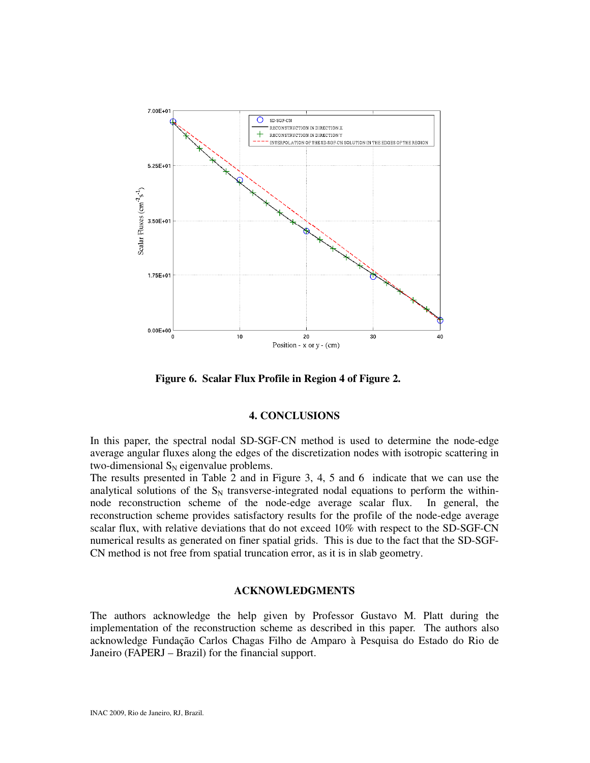7.00E+01

5.25E+01

3.50E+01

1.75E+01

0.00E+00

Scalar Fluxes ($cm^{-2}s^{-1}$)

0 10 20 30 40

Position - x or y - (cm)

SD-SGF-CN

RECONSTRUCTION IN DIRECTION X

RECONSTRUCTION IN DIRECTION Y

INTERPOLATION OF THE SD-SGF-CN SOLUTION IN THE EDGES OF THE REGION

**Figure 6. Scalar Flux Profile in Region 4 of Figure 2.**

## 4. CONCLUSIONS

In this paper, the spectral nodal SD-SGF-CN method is used to determine the node-edge average angular fluxes along the edges of the discretization nodes with isotropic scattering in two-dimensional $S_N$ eigenvalue problems.

The results presented in Table 2 and in Figure 3, 4, 5 and 6 indicate that we can use the analytical solutions of the $S_N$ transverse-integrated nodal equations to perform the within-node reconstruction scheme of the node-edge average scalar flux. In general, the reconstruction scheme provides satisfactory results for the profile of the node-edge average scalar flux, with relative deviations that do not exceed 10% with respect to the SD-SGF-CN numerical results as generated on finer spatial grids. This is due to the fact that the SD-SGF-CN method is not free from spatial truncation error, as it is in slab geometry.

## ACKNOWLEDGMENTS

The authors acknowledge the help given by Professor Gustavo M. Platt during the implementation of the reconstruction scheme as described in this paper. The authors also acknowledge Fundação Carlos Chagas Filho de Amparo à Pesquisa do Estado do Rio de Janeiro (FAPERJ – Brazil) for the financial support.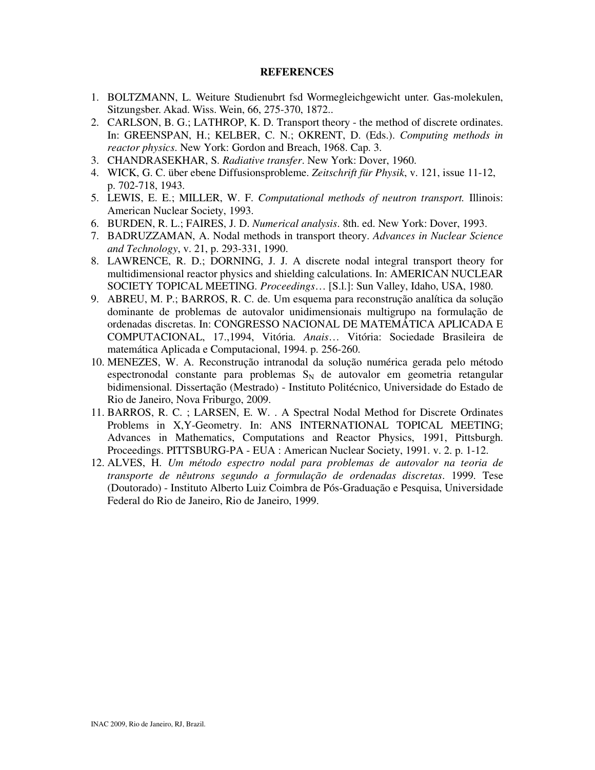## REFERENCES

1. BOLTZMANN, L. Weiture Studienubrt fsd Wormegleichgewicht unter. Gas-molekulen, Sitzungsber. Akad. Wiss. Wein, 66, 275-370, 1872..
2. CARLSON, B. G.; LATHROP, K. D. Transport theory - the method of discrete ordinates. In: GREENSPAN, H.; KELBER, C. N.; OKRENT, D. (Eds.). *Computing methods in reactor physics*. New York: Gordon and Breach, 1968. Cap. 3.
3. CHANDRASEKHAR, S. *Radiative transfer*. New York: Dover, 1960.
4. WICK, G. C. über ebene Diffusionsprobleme. *Zeitschrift für Physik*, v. 121, issue 11-12, p. 702-718, 1943.
5. LEWIS, E. E.; MILLER, W. F. *Computational methods of neutron transport.* Illinois: American Nuclear Society, 1993.
6. BURDEN, R. L.; FAIRES, J. D. *Numerical analysis*. 8th. ed. New York: Dover, 1993.
7. BADRUZZAMAN, A. Nodal methods in transport theory. *Advances in Nuclear Science and Technology*, v. 21, p. 293-331, 1990.
8. LAWRENCE, R. D.; DORNING, J. J. A discrete nodal integral transport theory for multidimensional reactor physics and shielding calculations. In: AMERICAN NUCLEAR SOCIETY TOPICAL MEETING. *Proceedings*… [S.l.]: Sun Valley, Idaho, USA, 1980.
9. ABREU, M. P.; BARROS, R. C. de. Um esquema para reconstrução analítica da solução dominante de problemas de autovalor unidimensionais multigrupo na formulação de ordenadas discretas. In: CONGRESSO NACIONAL DE MATEMÁTICA APLICADA E COMPUTACIONAL, 17.,1994, Vitória. *Anais*… Vitória: Sociedade Brasileira de matemática Aplicada e Computacional, 1994. p. 256-260.
10. MENEZES, W. A. Reconstrução intranodal da solução numérica gerada pelo método espectronodal constante para problemas $S_N$ de autovalor em geometria retangular bidimensional. Dissertação (Mestrado) - Instituto Politécnico, Universidade do Estado de Rio de Janeiro, Nova Friburgo, 2009.
11. BARROS, R. C. ; LARSEN, E. W. . A Spectral Nodal Method for Discrete Ordinates Problems in X,Y-Geometry. In: ANS INTERNATIONAL TOPICAL MEETING; Advances in Mathematics, Computations and Reactor Physics, 1991, Pittsburgh. Proceedings. PITTSBURG-PA - EUA : American Nuclear Society, 1991. v. 2. p. 1-12.
12. ALVES, H. *Um método espectro nodal para problemas de autovalor na teoria de transporte de nêutrons segundo a formulação de ordenadas discretas*. 1999. Tese (Doutorado) - Instituto Alberto Luiz Coimbra de Pós-Graduação e Pesquisa, Universidade Federal do Rio de Janeiro, Rio de Janeiro, 1999.